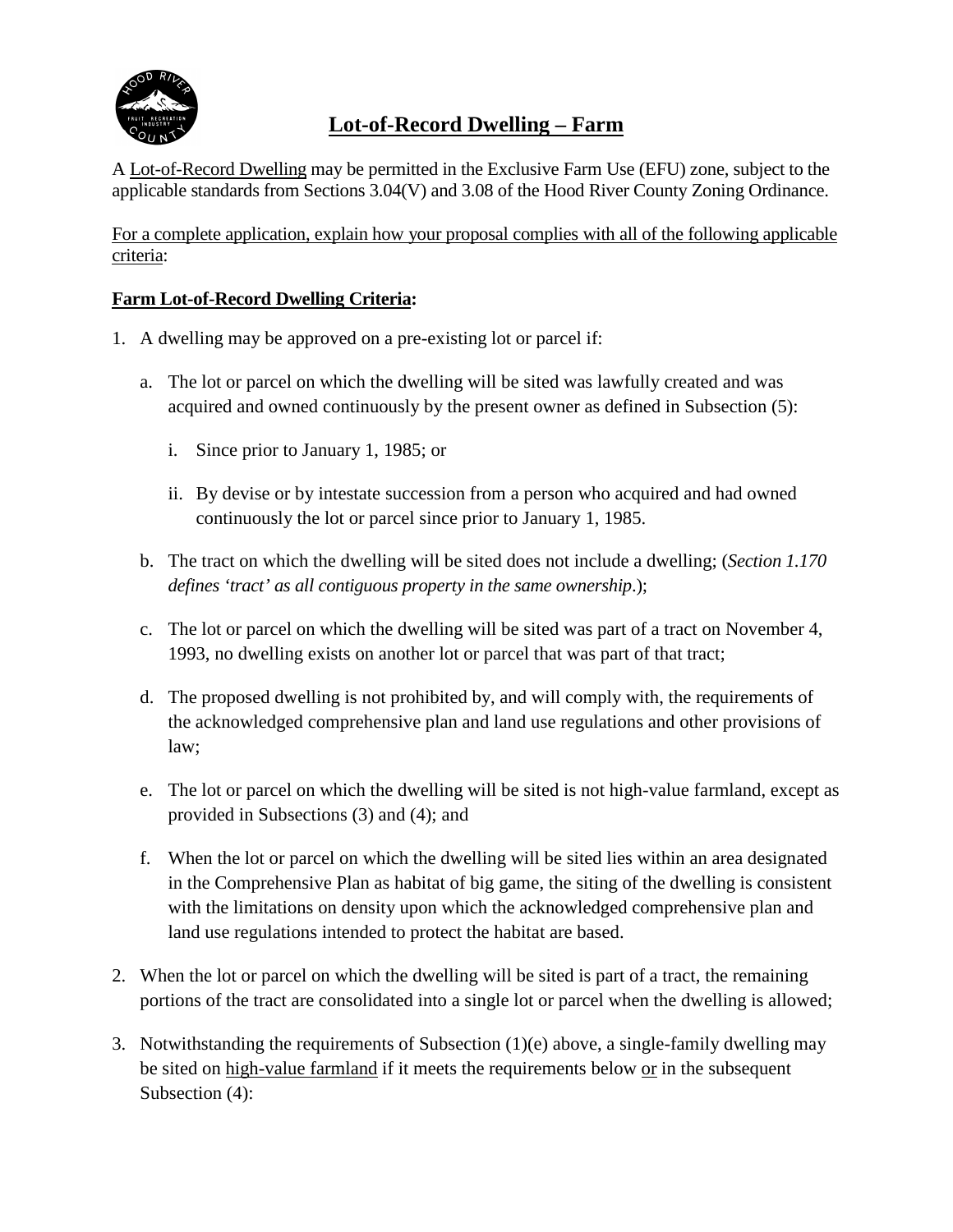# Lot-of-Record Dwelling – Farm

A Lot-of-Record Dwelling may be permitted in the Exclusive Farm Use (EFU) zone, subject to the applicable standards from Sections 3.04(V) and 3.08 of the Hood River County Zoning Ordinance.

For a complete application, explain how your proposal complies with all of the following applicable criteria:

**Farm Lot-of-Record Dwelling Criteria:**

1. A dwelling may be approved on a pre-existing lot or parcel if:
   a. The lot or parcel on which the dwelling will be sited was lawfully created and was acquired and owned continuously by the present owner as defined in Subsection (5):
      i. Since prior to January 1, 1985; or
      ii. By devise or by intestate succession from a person who acquired and had owned continuously the lot or parcel since prior to January 1, 1985.
   b. The tract on which the dwelling will be sited does not include a dwelling; (*Section 1.170 defines 'tract' as all contiguous property in the same ownership*.);
   c. The lot or parcel on which the dwelling will be sited was part of a tract on November 4, 1993, no dwelling exists on another lot or parcel that was part of that tract;
   d. The proposed dwelling is not prohibited by, and will comply with, the requirements of the acknowledged comprehensive plan and land use regulations and other provisions of law;
   e. The lot or parcel on which the dwelling will be sited is not high-value farmland, except as provided in Subsections (3) and (4); and
   f. When the lot or parcel on which the dwelling will be sited lies within an area designated in the Comprehensive Plan as habitat of big game, the siting of the dwelling is consistent with the limitations on density upon which the acknowledged comprehensive plan and land use regulations intended to protect the habitat are based.
2. When the lot or parcel on which the dwelling will be sited is part of a tract, the remaining portions of the tract are consolidated into a single lot or parcel when the dwelling is allowed;
3. Notwithstanding the requirements of Subsection (1)(e) above, a single-family dwelling may be sited on high-value farmland if it meets the requirements below or in the subsequent Subsection (4):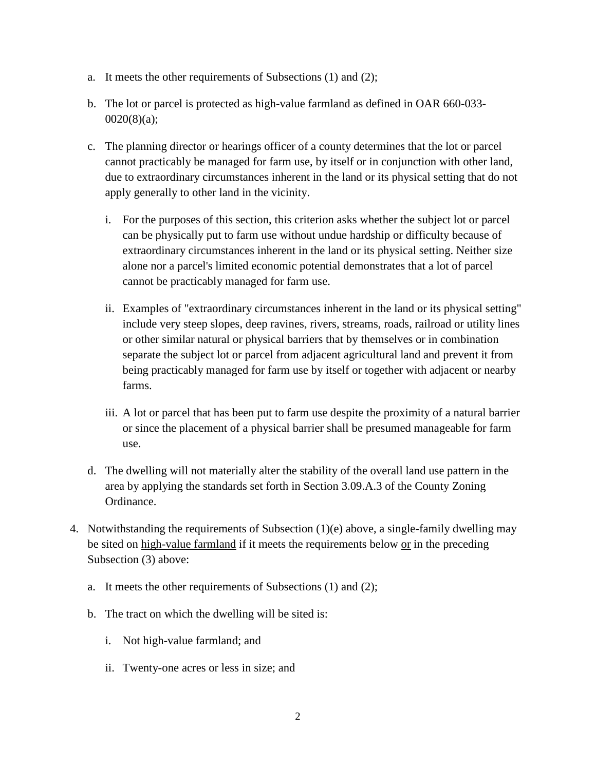a. It meets the other requirements of Subsections (1) and (2);

b. The lot or parcel is protected as high-value farmland as defined in OAR 660-033-0020(8)(a);

c. The planning director or hearings officer of a county determines that the lot or parcel cannot practicably be managed for farm use, by itself or in conjunction with other land, due to extraordinary circumstances inherent in the land or its physical setting that do not apply generally to other land in the vicinity.

   i. For the purposes of this section, this criterion asks whether the subject lot or parcel can be physically put to farm use without undue hardship or difficulty because of extraordinary circumstances inherent in the land or its physical setting. Neither size alone nor a parcel's limited economic potential demonstrates that a lot of parcel cannot be practicably managed for farm use.

   ii. Examples of "extraordinary circumstances inherent in the land or its physical setting" include very steep slopes, deep ravines, rivers, streams, roads, railroad or utility lines or other similar natural or physical barriers that by themselves or in combination separate the subject lot or parcel from adjacent agricultural land and prevent it from being practicably managed for farm use by itself or together with adjacent or nearby farms.

   iii. A lot or parcel that has been put to farm use despite the proximity of a natural barrier or since the placement of a physical barrier shall be presumed manageable for farm use.

d. The dwelling will not materially alter the stability of the overall land use pattern in the area by applying the standards set forth in Section 3.09.A.3 of the County Zoning Ordinance.

4. Notwithstanding the requirements of Subsection (1)(e) above, a single-family dwelling may be sited on <u>high-value farmland</u> if it meets the requirements below <u>or</u> in the preceding Subsection (3) above:

   a. It meets the other requirements of Subsections (1) and (2);

   b. The tract on which the dwelling will be sited is:

      i. Not high-value farmland; and

      ii. Twenty-one acres or less in size; and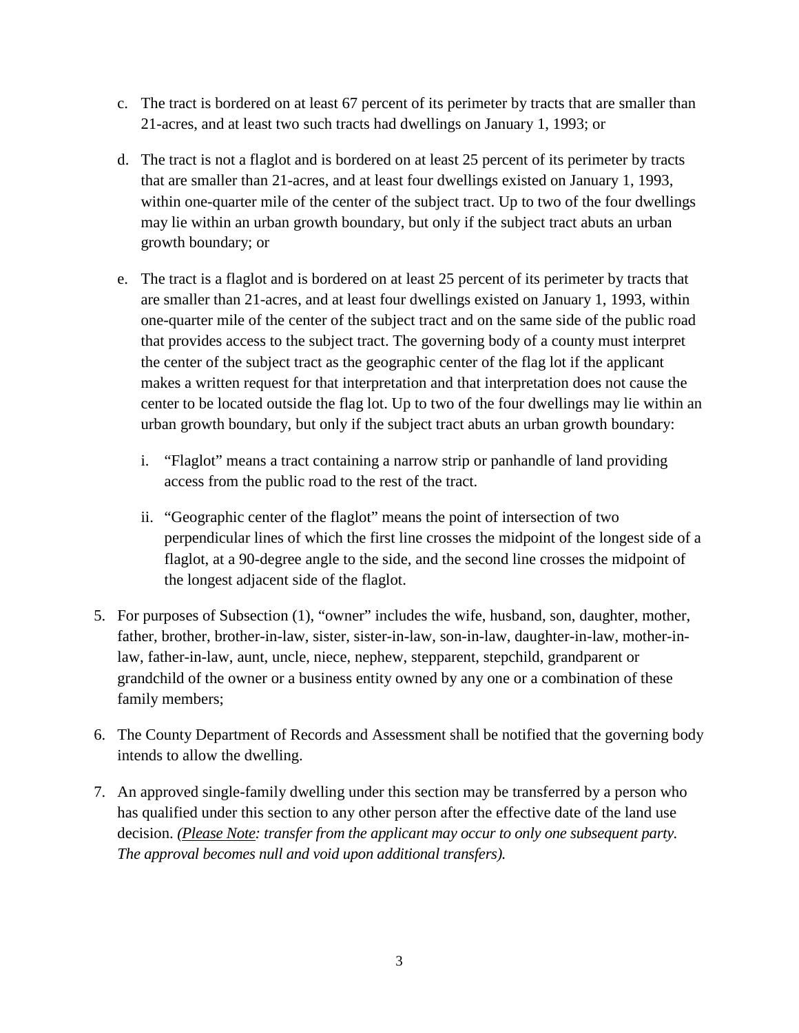c. The tract is bordered on at least 67 percent of its perimeter by tracts that are smaller than 21-acres, and at least two such tracts had dwellings on January 1, 1993; or

d. The tract is not a flaglot and is bordered on at least 25 percent of its perimeter by tracts that are smaller than 21-acres, and at least four dwellings existed on January 1, 1993, within one-quarter mile of the center of the subject tract. Up to two of the four dwellings may lie within an urban growth boundary, but only if the subject tract abuts an urban growth boundary; or

e. The tract is a flaglot and is bordered on at least 25 percent of its perimeter by tracts that are smaller than 21-acres, and at least four dwellings existed on January 1, 1993, within one-quarter mile of the center of the subject tract and on the same side of the public road that provides access to the subject tract. The governing body of a county must interpret the center of the subject tract as the geographic center of the flag lot if the applicant makes a written request for that interpretation and that interpretation does not cause the center to be located outside the flag lot. Up to two of the four dwellings may lie within an urban growth boundary, but only if the subject tract abuts an urban growth boundary:

   i. "Flaglot" means a tract containing a narrow strip or panhandle of land providing access from the public road to the rest of the tract.

   ii. "Geographic center of the flaglot" means the point of intersection of two perpendicular lines of which the first line crosses the midpoint of the longest side of a flaglot, at a 90-degree angle to the side, and the second line crosses the midpoint of the longest adjacent side of the flaglot.

5. For purposes of Subsection (1), "owner" includes the wife, husband, son, daughter, mother, father, brother, brother-in-law, sister, sister-in-law, son-in-law, daughter-in-law, mother-in-law, father-in-law, aunt, uncle, niece, nephew, stepparent, stepchild, grandparent or grandchild of the owner or a business entity owned by any one or a combination of these family members;

6. The County Department of Records and Assessment shall be notified that the governing body intends to allow the dwelling.

7. An approved single-family dwelling under this section may be transferred by a person who has qualified under this section to any other person after the effective date of the land use decision. *(Please Note: transfer from the applicant may occur to only one subsequent party. The approval becomes null and void upon additional transfers).*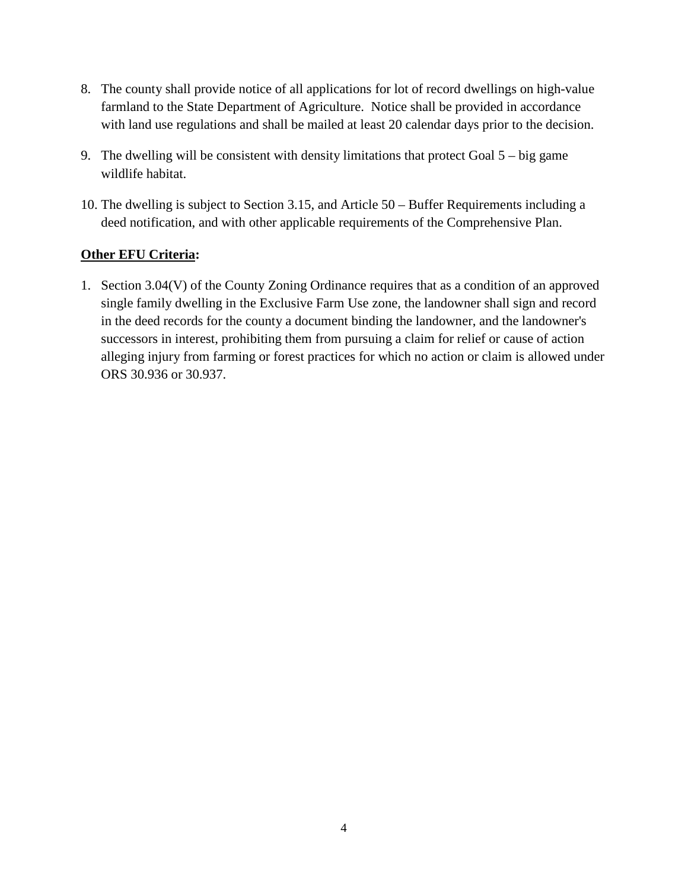8. The county shall provide notice of all applications for lot of record dwellings on high-value farmland to the State Department of Agriculture. Notice shall be provided in accordance with land use regulations and shall be mailed at least 20 calendar days prior to the decision.

9. The dwelling will be consistent with density limitations that protect Goal 5 – big game wildlife habitat.

10. The dwelling is subject to Section 3.15, and Article 50 – Buffer Requirements including a deed notification, and with other applicable requirements of the Comprehensive Plan.

**<u>Other EFU Criteria</u>:**

1. Section 3.04(V) of the County Zoning Ordinance requires that as a condition of an approved single family dwelling in the Exclusive Farm Use zone, the landowner shall sign and record in the deed records for the county a document binding the landowner, and the landowner's successors in interest, prohibiting them from pursuing a claim for relief or cause of action alleging injury from farming or forest practices for which no action or claim is allowed under ORS 30.936 or 30.937.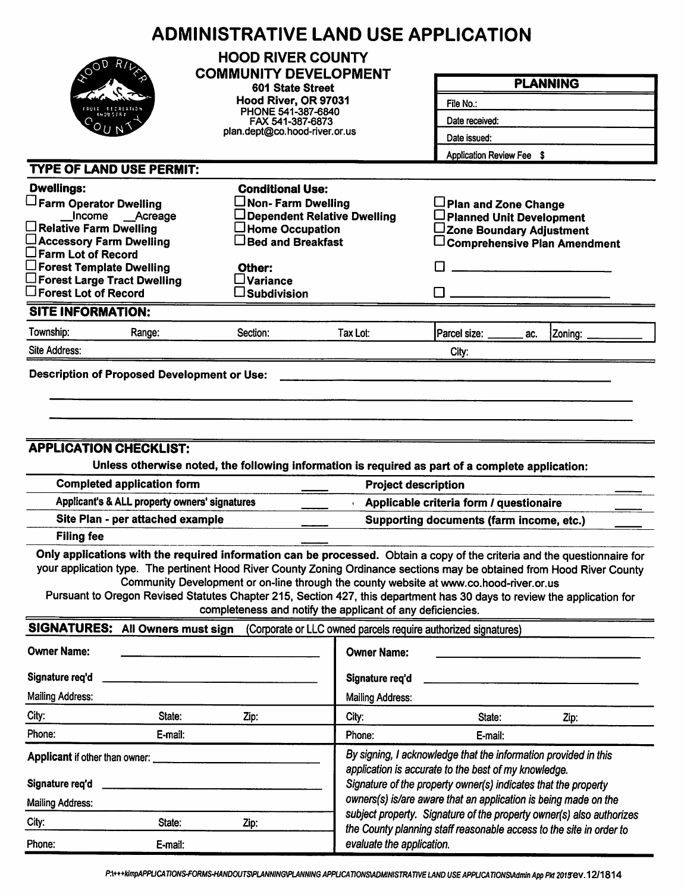# ADMINISTRATIVE LAND USE APPLICATION

**HOOD RIVER COUNTY**
**COMMUNITY DEVELOPMENT**
**601 State Street**
**Hood River, OR 97031**
PHONE 541-387-6840
FAX 541-387-6873
plan.dept@co.hood-river.or.us

| **PLANNING** |
|---|
| File No.: |
| Date received: |
| Date issued: |
| Application Review Fee $ |

## TYPE OF LAND USE PERMIT:

**Dwellings:**
- ☐ **Farm Operator Dwelling**
  __Income __Acreage
- ☐ **Relative Farm Dwelling**
- ☐ **Accessory Farm Dwelling**
- ☐ **Farm Lot of Record**
- ☐ **Forest Template Dwelling**
- ☐ **Forest Large Tract Dwelling**
- ☐ **Forest Lot of Record**

**Conditional Use:**
- ☐ **Non- Farm Dwelling**
- ☐ **Dependent Relative Dwelling**
- ☐ **Home Occupation**
- ☐ **Bed and Breakfast**

**Other:**
- ☐ **Variance**
- ☐ **Subdivision**

- ☐ **Plan and Zone Change**
- ☐ **Planned Unit Development**
- ☐ **Zone Boundary Adjustment**
- ☐ **Comprehensive Plan Amendment**
- ☐ ______________________
- ☐ ______________________

## SITE INFORMATION:

| Township: | Range: | Section: | Tax Lot: | Parcel size: ______ ac. | Zoning: ________ |
|---|---|---|---|---|---|
| Site Address: | | | | City: | |

**Description of Proposed Development or Use:** ____________________________________________

______________________________________________________________________________

______________________________________________________________________________

## APPLICATION CHECKLIST:

**Unless otherwise noted, the following information is required as part of a complete application:**

| | | | |
|---|---|---|---|
| **Completed application form** | ____ | **Project description** | ____ |
| **Applicant's & ALL property owners' signatures** | ____ | **Applicable criteria form / questionaire** | ____ |
| **Site Plan - per attached example** | ____ | **Supporting documents (farm income, etc.)** | ____ |
| **Filing fee** | ____ | | |

**Only applications with the required information can be processed.** Obtain a copy of the criteria and the questionnaire for your application type. The pertinent Hood River County Zoning Ordinance sections may be obtained from Hood River County Community Development or on-line through the county website at www.co.hood-river.or.us

Pursuant to Oregon Revised Statutes Chapter 215, Section 427, this department has 30 days to review the application for completeness and notify the applicant of any deficiencies.

## SIGNATURES: All Owners must sign (Corporate or LLC owned parcels require authorized signatures)

| | | | | | |
|---|---|---|---|---|---|
| **Owner Name:** | | | **Owner Name:** | | |
| **Signature req'd** | | | **Signature req'd** | | |
| Mailing Address: | | | Mailing Address: | | |
| City: | State: | Zip: | City: | State: | Zip: |
| Phone: | E-mail: | | Phone: | E-mail: | |

| | | |
|---|---|---|
| **Applicant** if other than owner: | | |
| **Signature req'd** | | |
| Mailing Address: | | |
| City: | State: | Zip: |
| Phone: | E-mail: | |

*By signing, I acknowledge that the information provided in this application is accurate to the best of my knowledge. Signature of the property owner(s) indicates that the property owners(s) is/are aware that an application is being made on the subject property. Signature of the property owner(s) also authorizes the County planning staff reasonable access to the site in order to evaluate the application.*

*P:\+++kimpAPPLICATIONS-FORMS-HANDOUTS\PLANNING\PLANNING APPLICATIONS\ADMINISTRATIVE LAND USE APPLICATIONS\Admin App Pkt 2015* rev.12/1814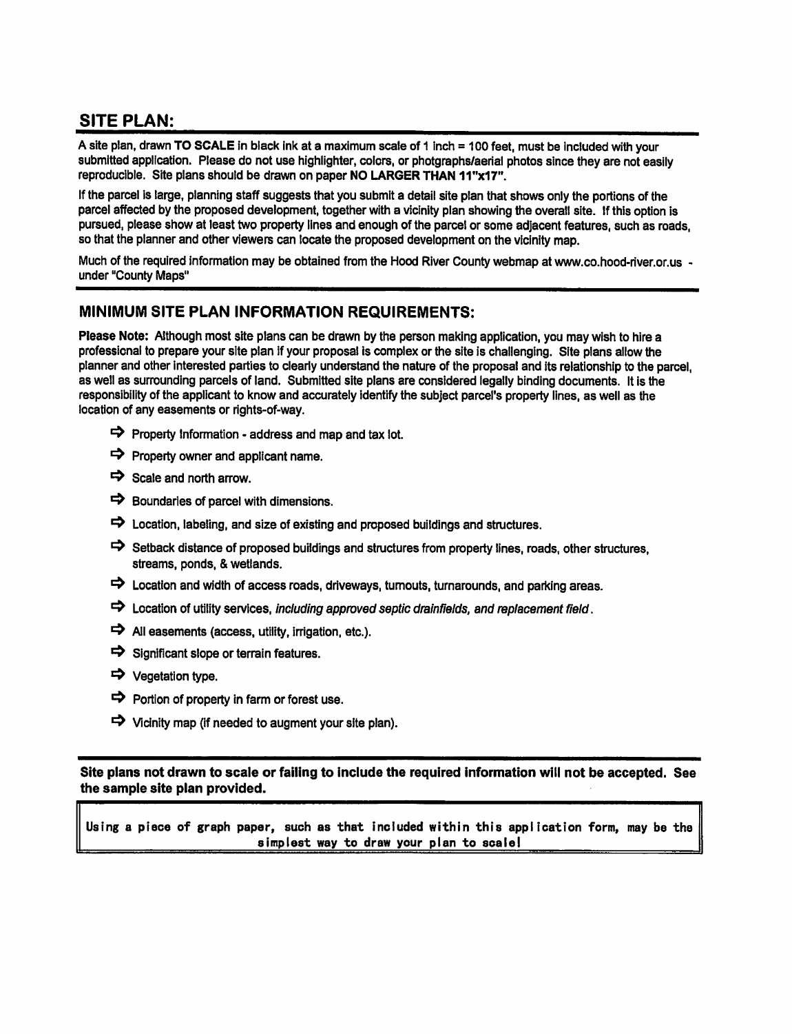## SITE PLAN:

A site plan, drawn **TO SCALE** in black ink at a maximum scale of 1 inch = 100 feet, must be included with your submitted application. Please do not use highlighter, colors, or photgraphs/aerial photos since they are not easily reproducible. Site plans should be drawn on paper **NO LARGER THAN 11"x17"**.

If the parcel is large, planning staff suggests that you submit a detail site plan that shows only the portions of the parcel affected by the proposed development, together with a vicinity plan showing the overall site. If this option is pursued, please show at least two property lines and enough of the parcel or some adjacent features, such as roads, so that the planner and other viewers can locate the proposed development on the vicinity map.

Much of the required information may be obtained from the Hood River County webmap at www.co.hood-river.or.us - under "County Maps"

## MINIMUM SITE PLAN INFORMATION REQUIREMENTS:

**Please Note:** Although most site plans can be drawn by the person making application, you may wish to hire a professional to prepare your site plan if your proposal is complex or the site is challenging. Site plans allow the planner and other interested parties to clearly understand the nature of the proposal and its relationship to the parcel, as well as surrounding parcels of land. Submitted site plans are considered legally binding documents. It is the responsibility of the applicant to know and accurately identify the subject parcel's property lines, as well as the location of any easements or rights-of-way.

- ➩ Property Information - address and map and tax lot.
- ➩ Property owner and applicant name.
- ➩ Scale and north arrow.
- ➩ Boundaries of parcel with dimensions.
- ➩ Location, labeling, and size of existing and proposed buildings and structures.
- ➩ Setback distance of proposed buildings and structures from property lines, roads, other structures, streams, ponds, & wetlands.
- ➩ Location and width of access roads, driveways, turnouts, turnarounds, and parking areas.
- ➩ Location of utility services, *including approved septic drainfields, and replacement field*.
- ➩ All easements (access, utility, irrigation, etc.).
- ➩ Significant slope or terrain features.
- ➩ Vegetation type.
- ➩ Portion of property in farm or forest use.
- ➩ Vicinity map (if needed to augment your site plan).

**Site plans not drawn to scale or failing to include the required information will not be accepted. See the sample site plan provided.**

Using a piece of graph paper, such as that included within this application form, may be the simplest way to draw your plan to scale!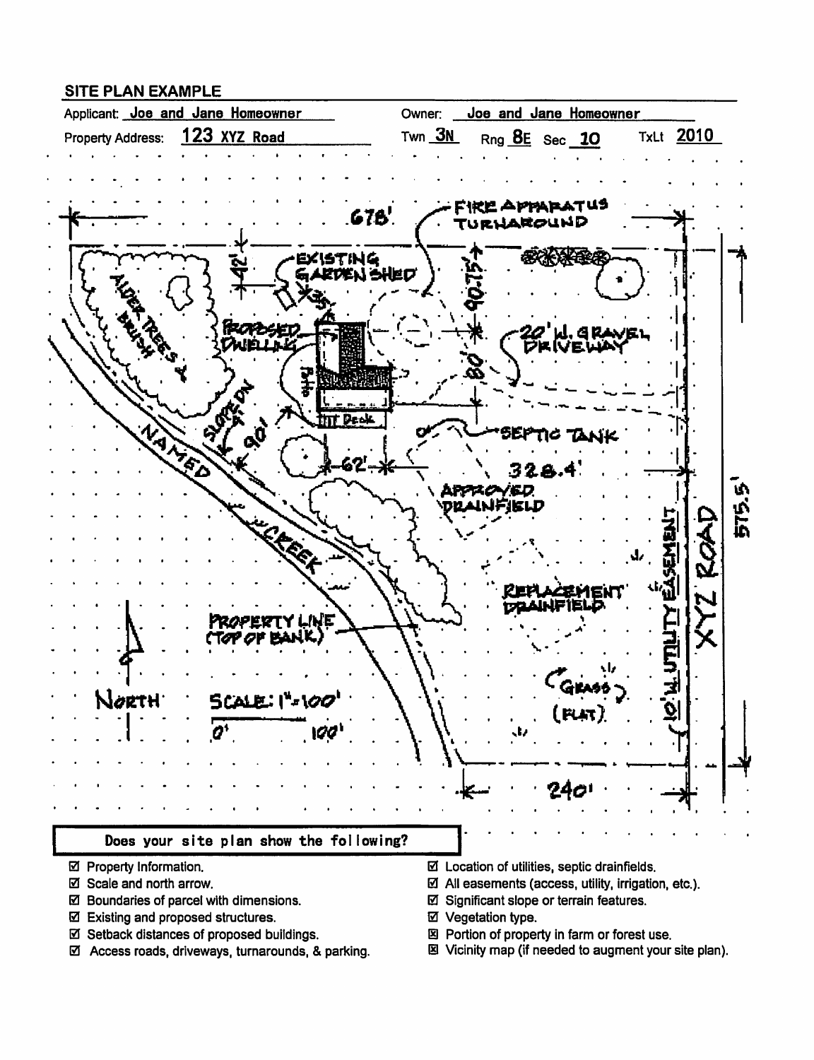## SITE PLAN EXAMPLE

Applicant: Joe and Jane Homeowner  Owner: Joe and Jane Homeowner

Property Address: 123 XYZ Road  Twn 3N  Rng 8E  Sec 10  TxLt 2010

678'

FIRE APPARATUS TURNAROUND

42'

EXISTING GARDEN SHED

35'

90.75'

PROPOSED DWELLING

Patio

Deck

80'

20' W. GRAVEL DRIVEWAY

ALDER TREES & BRUSH

SLOPE DN 9%

90'

62'

SEPTIC TANK

328.4'

APPROVED DRAINFIELD

NAMED CREEK

REPLACEMENT DRAINFIELD

10' W. UTILITY EASEMENT

XYZ ROAD

575.5'

PROPERTY LINE (TOP OF BANK)

GRASS (FLAT)

NORTH

SCALE: 1" = 100'

0'  100'

240'

**Does your site plan show the following?**

- ☑ Property Information.
- ☑ Scale and north arrow.
- ☑ Boundaries of parcel with dimensions.
- ☑ Existing and proposed structures.
- ☑ Setback distances of proposed buildings.
- ☑ Access roads, driveways, turnarounds, & parking.
- ☑ Location of utilities, septic drainfields.
- ☑ All easements (access, utility, irrigation, etc.).
- ☑ Significant slope or terrain features.
- ☑ Vegetation type.
- ☒ Portion of property in farm or forest use.
- ☒ Vicinity map (if needed to augment your site plan).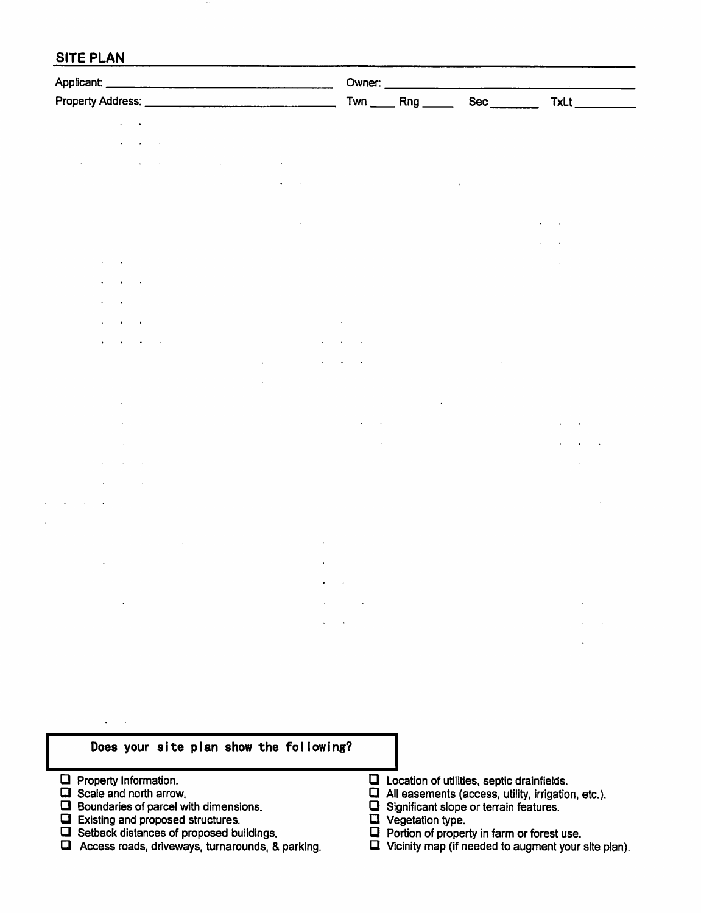## SITE PLAN

Applicant: ______________________________ Owner: ______________________________

Property Address: ______________________________ Twn ____ Rng _____ Sec _______ TxLt _________

**Does your site plan show the following?**

- ☐ Property Information.
- ☐ Scale and north arrow.
- ☐ Boundaries of parcel with dimensions.
- ☐ Existing and proposed structures.
- ☐ Setback distances of proposed buildings.
- ☐ Access roads, driveways, turnarounds, & parking.
- ☐ Location of utilities, septic drainfields.
- ☐ All easements (access, utility, irrigation, etc.).
- ☐ Significant slope or terrain features.
- ☐ Vegetation type.
- ☐ Portion of property in farm or forest use.
- ☐ Vicinity map (if needed to augment your site plan).